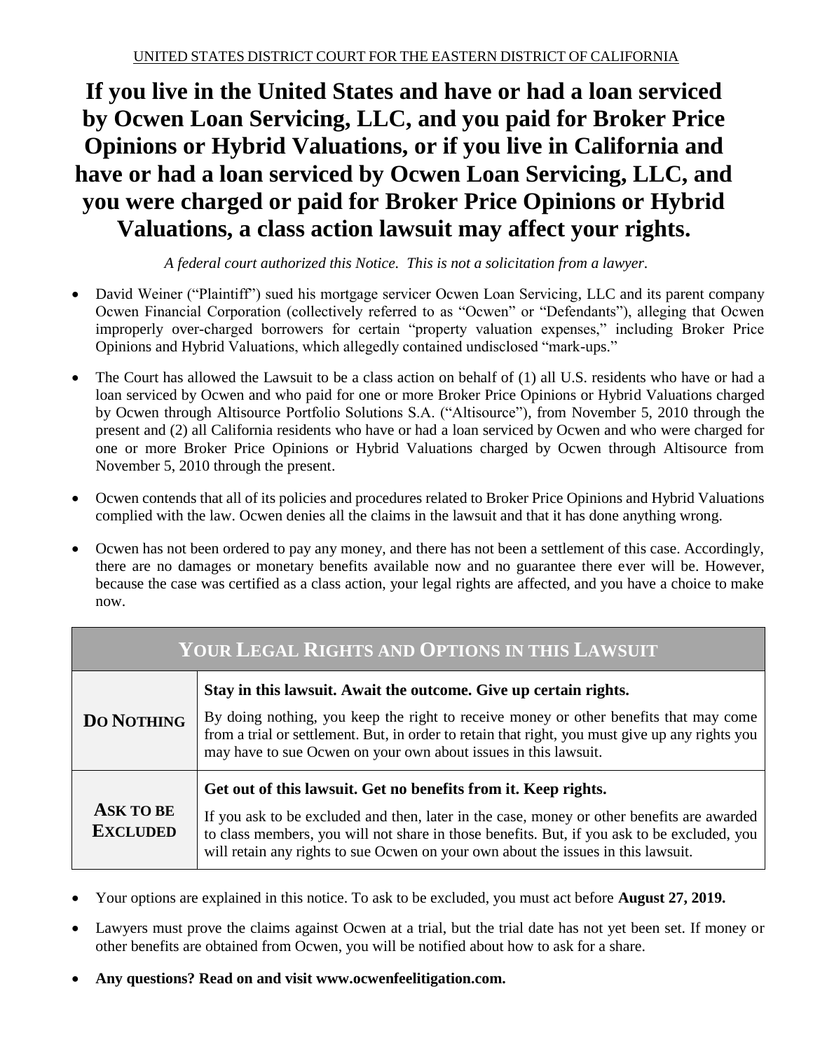UNITED STATES DISTRICT COURT FOR THE EASTERN DISTRICT OF CALIFORNIA

# If you live in the United States and have or had a loan serviced by Ocwen Loan Servicing, LLC, and you paid for Broker Price Opinions or Hybrid Valuations, or if you live in California and have or had a loan serviced by Ocwen Loan Servicing, LLC, and you were charged or paid for Broker Price Opinions or Hybrid Valuations, a class action lawsuit may affect your rights.

*A federal court authorized this Notice. This is not a solicitation from a lawyer.*

- David Weiner ("Plaintiff") sued his mortgage servicer Ocwen Loan Servicing, LLC and its parent company Ocwen Financial Corporation (collectively referred to as "Ocwen" or "Defendants"), alleging that Ocwen improperly over-charged borrowers for certain "property valuation expenses," including Broker Price Opinions and Hybrid Valuations, which allegedly contained undisclosed "mark-ups."
- The Court has allowed the Lawsuit to be a class action on behalf of (1) all U.S. residents who have or had a loan serviced by Ocwen and who paid for one or more Broker Price Opinions or Hybrid Valuations charged by Ocwen through Altisource Portfolio Solutions S.A. ("Altisource"), from November 5, 2010 through the present and (2) all California residents who have or had a loan serviced by Ocwen and who were charged for one or more Broker Price Opinions or Hybrid Valuations charged by Ocwen through Altisource from November 5, 2010 through the present.
- Ocwen contends that all of its policies and procedures related to Broker Price Opinions and Hybrid Valuations complied with the law. Ocwen denies all the claims in the lawsuit and that it has done anything wrong.
- Ocwen has not been ordered to pay any money, and there has not been a settlement of this case. Accordingly, there are no damages or monetary benefits available now and no guarantee there ever will be. However, because the case was certified as a class action, your legal rights are affected, and you have a choice to make now.

| YOUR LEGAL RIGHTS AND OPTIONS IN THIS LAWSUIT | |
|---|---|
| **DO NOTHING** | **Stay in this lawsuit. Await the outcome. Give up certain rights.** By doing nothing, you keep the right to receive money or other benefits that may come from a trial or settlement. But, in order to retain that right, you must give up any rights you may have to sue Ocwen on your own about issues in this lawsuit. |
| **ASK TO BE EXCLUDED** | **Get out of this lawsuit. Get no benefits from it. Keep rights.** If you ask to be excluded and then, later in the case, money or other benefits are awarded to class members, you will not share in those benefits. But, if you ask to be excluded, you will retain any rights to sue Ocwen on your own about the issues in this lawsuit. |

- Your options are explained in this notice. To ask to be excluded, you must act before **August 27, 2019.**
- Lawyers must prove the claims against Ocwen at a trial, but the trial date has not yet been set. If money or other benefits are obtained from Ocwen, you will be notified about how to ask for a share.
- **Any questions? Read on and visit www.ocwenfeelitigation.com.**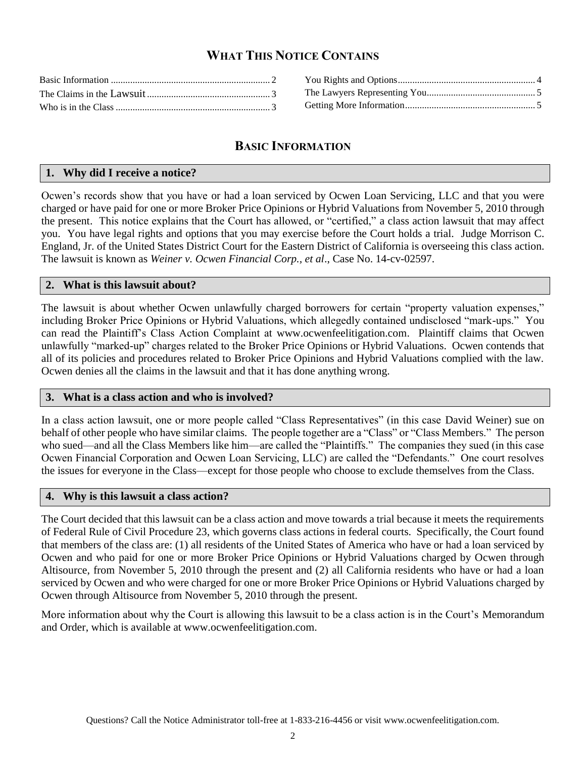## WHAT THIS NOTICE CONTAINS

| | | | |
|---|---|---|---|
| Basic Information | 2 | You Rights and Options | 4 |
| The Claims in the Lawsuit | 3 | The Lawyers Representing You | 5 |
| Who is in the Class | 3 | Getting More Information | 5 |

## BASIC INFORMATION

### 1. Why did I receive a notice?

Ocwen's records show that you have or had a loan serviced by Ocwen Loan Servicing, LLC and that you were charged or have paid for one or more Broker Price Opinions or Hybrid Valuations from November 5, 2010 through the present. This notice explains that the Court has allowed, or "certified," a class action lawsuit that may affect you. You have legal rights and options that you may exercise before the Court holds a trial. Judge Morrison C. England, Jr. of the United States District Court for the Eastern District of California is overseeing this class action. The lawsuit is known as *Weiner v. Ocwen Financial Corp., et al*., Case No. 14-cv-02597.

### 2. What is this lawsuit about?

The lawsuit is about whether Ocwen unlawfully charged borrowers for certain "property valuation expenses," including Broker Price Opinions or Hybrid Valuations, which allegedly contained undisclosed "mark-ups." You can read the Plaintiff's Class Action Complaint at www.ocwenfeelitigation.com. Plaintiff claims that Ocwen unlawfully "marked-up" charges related to the Broker Price Opinions or Hybrid Valuations. Ocwen contends that all of its policies and procedures related to Broker Price Opinions and Hybrid Valuations complied with the law. Ocwen denies all the claims in the lawsuit and that it has done anything wrong.

### 3. What is a class action and who is involved?

In a class action lawsuit, one or more people called "Class Representatives" (in this case David Weiner) sue on behalf of other people who have similar claims. The people together are a "Class" or "Class Members." The person who sued—and all the Class Members like him—are called the "Plaintiffs." The companies they sued (in this case Ocwen Financial Corporation and Ocwen Loan Servicing, LLC) are called the "Defendants." One court resolves the issues for everyone in the Class—except for those people who choose to exclude themselves from the Class.

### 4. Why is this lawsuit a class action?

The Court decided that this lawsuit can be a class action and move towards a trial because it meets the requirements of Federal Rule of Civil Procedure 23, which governs class actions in federal courts. Specifically, the Court found that members of the class are: (1) all residents of the United States of America who have or had a loan serviced by Ocwen and who paid for one or more Broker Price Opinions or Hybrid Valuations charged by Ocwen through Altisource, from November 5, 2010 through the present and (2) all California residents who have or had a loan serviced by Ocwen and who were charged for one or more Broker Price Opinions or Hybrid Valuations charged by Ocwen through Altisource from November 5, 2010 through the present.

More information about why the Court is allowing this lawsuit to be a class action is in the Court's Memorandum and Order, which is available at www.ocwenfeelitigation.com.

Questions? Call the Notice Administrator toll-free at 1-833-216-4456 or visit www.ocwenfeelitigation.com.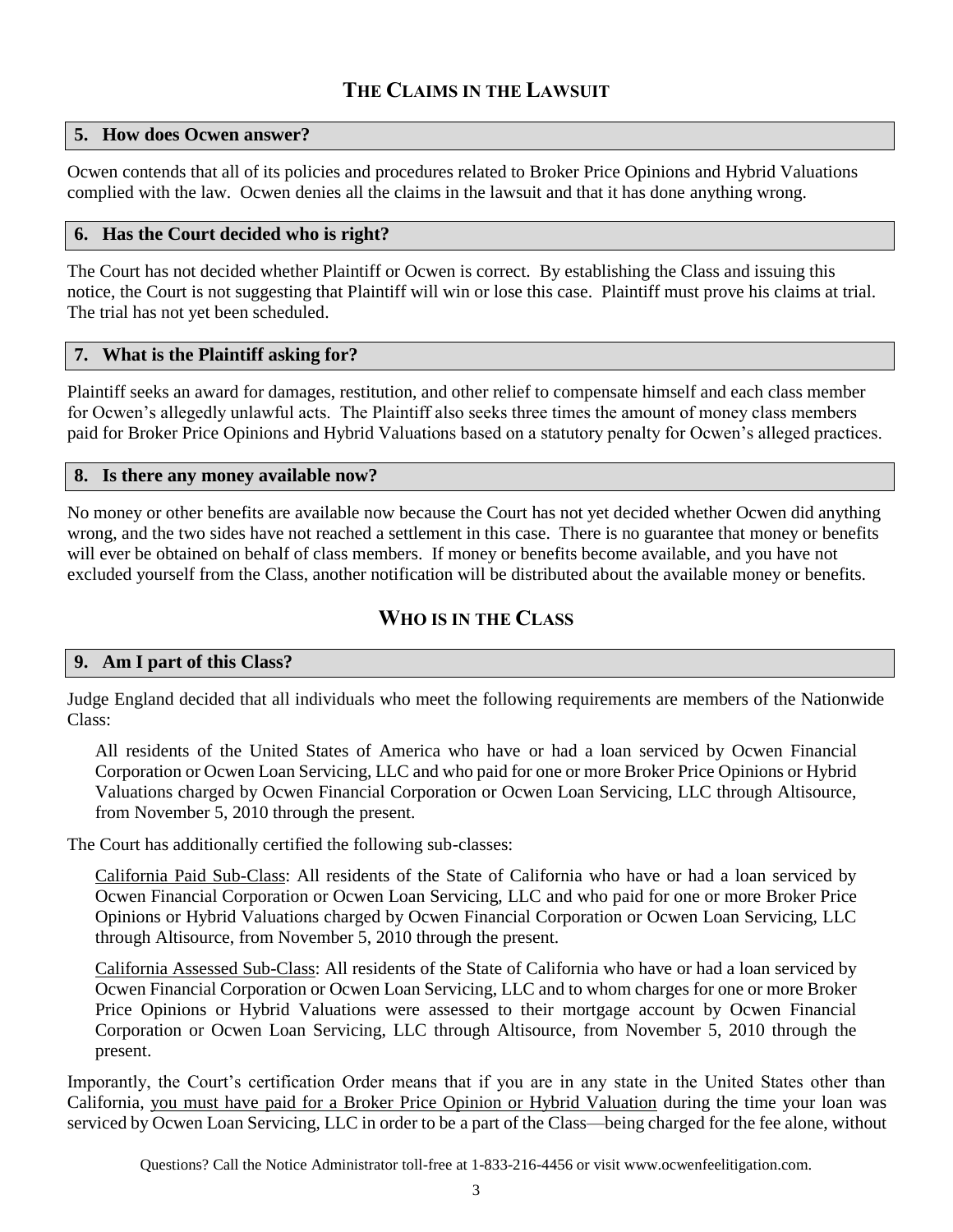## THE CLAIMS IN THE LAWSUIT

### 5. How does Ocwen answer?

Ocwen contends that all of its policies and procedures related to Broker Price Opinions and Hybrid Valuations complied with the law. Ocwen denies all the claims in the lawsuit and that it has done anything wrong.

### 6. Has the Court decided who is right?

The Court has not decided whether Plaintiff or Ocwen is correct. By establishing the Class and issuing this notice, the Court is not suggesting that Plaintiff will win or lose this case. Plaintiff must prove his claims at trial. The trial has not yet been scheduled.

### 7. What is the Plaintiff asking for?

Plaintiff seeks an award for damages, restitution, and other relief to compensate himself and each class member for Ocwen's allegedly unlawful acts. The Plaintiff also seeks three times the amount of money class members paid for Broker Price Opinions and Hybrid Valuations based on a statutory penalty for Ocwen's alleged practices.

### 8. Is there any money available now?

No money or other benefits are available now because the Court has not yet decided whether Ocwen did anything wrong, and the two sides have not reached a settlement in this case. There is no guarantee that money or benefits will ever be obtained on behalf of class members. If money or benefits become available, and you have not excluded yourself from the Class, another notification will be distributed about the available money or benefits.

## WHO IS IN THE CLASS

### 9. Am I part of this Class?

Judge England decided that all individuals who meet the following requirements are members of the Nationwide Class:

> All residents of the United States of America who have or had a loan serviced by Ocwen Financial Corporation or Ocwen Loan Servicing, LLC and who paid for one or more Broker Price Opinions or Hybrid Valuations charged by Ocwen Financial Corporation or Ocwen Loan Servicing, LLC through Altisource, from November 5, 2010 through the present.

The Court has additionally certified the following sub-classes:

> <u>California Paid Sub-Class</u>: All residents of the State of California who have or had a loan serviced by Ocwen Financial Corporation or Ocwen Loan Servicing, LLC and who paid for one or more Broker Price Opinions or Hybrid Valuations charged by Ocwen Financial Corporation or Ocwen Loan Servicing, LLC through Altisource, from November 5, 2010 through the present.
>
> <u>California Assessed Sub-Class</u>: All residents of the State of California who have or had a loan serviced by Ocwen Financial Corporation or Ocwen Loan Servicing, LLC and to whom charges for one or more Broker Price Opinions or Hybrid Valuations were assessed to their mortgage account by Ocwen Financial Corporation or Ocwen Loan Servicing, LLC through Altisource, from November 5, 2010 through the present.

Imporantly, the Court's certification Order means that if you are in any state in the United States other than California, <u>you must have paid for a Broker Price Opinion or Hybrid Valuation</u> during the time your loan was serviced by Ocwen Loan Servicing, LLC in order to be a part of the Class—being charged for the fee alone, without

Questions? Call the Notice Administrator toll-free at 1-833-216-4456 or visit www.ocwenfeelitigation.com.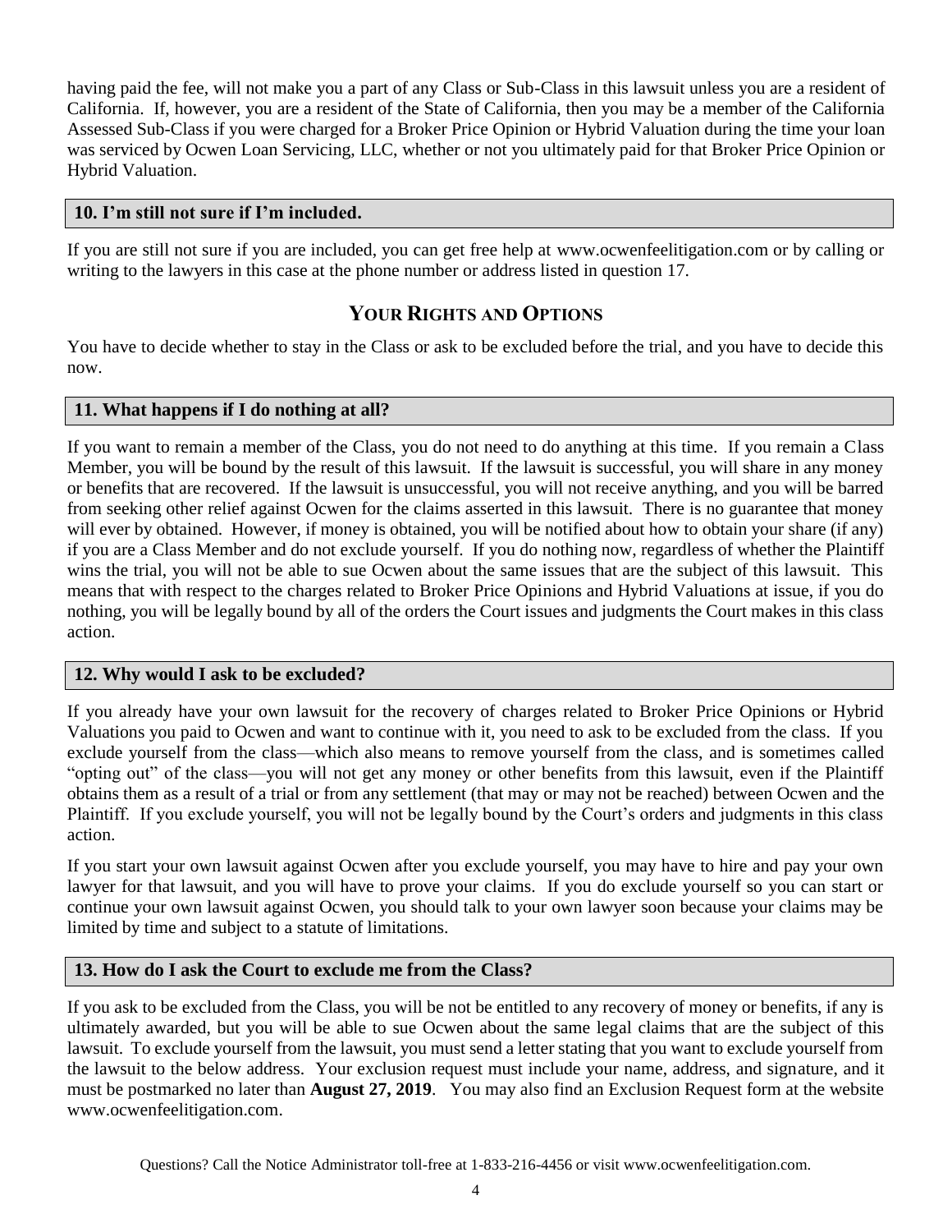having paid the fee, will not make you a part of any Class or Sub-Class in this lawsuit unless you are a resident of California. If, however, you are a resident of the State of California, then you may be a member of the California Assessed Sub-Class if you were charged for a Broker Price Opinion or Hybrid Valuation during the time your loan was serviced by Ocwen Loan Servicing, LLC, whether or not you ultimately paid for that Broker Price Opinion or Hybrid Valuation.

### 10. I'm still not sure if I'm included.

If you are still not sure if you are included, you can get free help at www.ocwenfeelitigation.com or by calling or writing to the lawyers in this case at the phone number or address listed in question 17.

## YOUR RIGHTS AND OPTIONS

You have to decide whether to stay in the Class or ask to be excluded before the trial, and you have to decide this now.

### 11. What happens if I do nothing at all?

If you want to remain a member of the Class, you do not need to do anything at this time. If you remain a Class Member, you will be bound by the result of this lawsuit. If the lawsuit is successful, you will share in any money or benefits that are recovered. If the lawsuit is unsuccessful, you will not receive anything, and you will be barred from seeking other relief against Ocwen for the claims asserted in this lawsuit. There is no guarantee that money will ever by obtained. However, if money is obtained, you will be notified about how to obtain your share (if any) if you are a Class Member and do not exclude yourself. If you do nothing now, regardless of whether the Plaintiff wins the trial, you will not be able to sue Ocwen about the same issues that are the subject of this lawsuit. This means that with respect to the charges related to Broker Price Opinions and Hybrid Valuations at issue, if you do nothing, you will be legally bound by all of the orders the Court issues and judgments the Court makes in this class action.

### 12. Why would I ask to be excluded?

If you already have your own lawsuit for the recovery of charges related to Broker Price Opinions or Hybrid Valuations you paid to Ocwen and want to continue with it, you need to ask to be excluded from the class. If you exclude yourself from the class—which also means to remove yourself from the class, and is sometimes called "opting out" of the class—you will not get any money or other benefits from this lawsuit, even if the Plaintiff obtains them as a result of a trial or from any settlement (that may or may not be reached) between Ocwen and the Plaintiff. If you exclude yourself, you will not be legally bound by the Court's orders and judgments in this class action.

If you start your own lawsuit against Ocwen after you exclude yourself, you may have to hire and pay your own lawyer for that lawsuit, and you will have to prove your claims. If you do exclude yourself so you can start or continue your own lawsuit against Ocwen, you should talk to your own lawyer soon because your claims may be limited by time and subject to a statute of limitations.

### 13. How do I ask the Court to exclude me from the Class?

If you ask to be excluded from the Class, you will be not be entitled to any recovery of money or benefits, if any is ultimately awarded, but you will be able to sue Ocwen about the same legal claims that are the subject of this lawsuit. To exclude yourself from the lawsuit, you must send a letter stating that you want to exclude yourself from the lawsuit to the below address. Your exclusion request must include your name, address, and signature, and it must be postmarked no later than **August 27, 2019**. You may also find an Exclusion Request form at the website www.ocwenfeelitigation.com.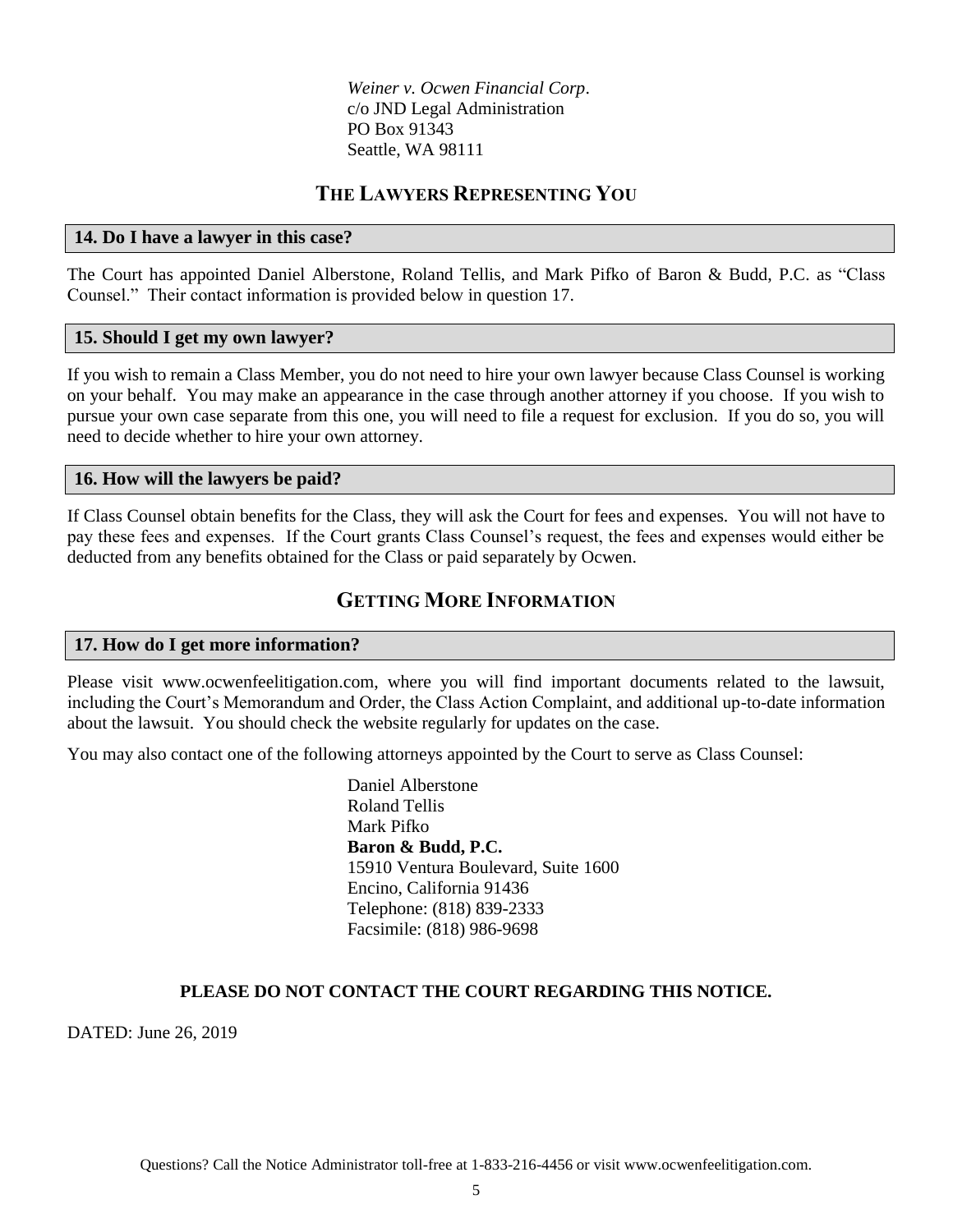*Weiner v. Ocwen Financial Corp*.
c/o JND Legal Administration
PO Box 91343
Seattle, WA 98111

## THE LAWYERS REPRESENTING YOU

### 14. Do I have a lawyer in this case?

The Court has appointed Daniel Alberstone, Roland Tellis, and Mark Pifko of Baron & Budd, P.C. as "Class Counsel." Their contact information is provided below in question 17.

### 15. Should I get my own lawyer?

If you wish to remain a Class Member, you do not need to hire your own lawyer because Class Counsel is working on your behalf. You may make an appearance in the case through another attorney if you choose. If you wish to pursue your own case separate from this one, you will need to file a request for exclusion. If you do so, you will need to decide whether to hire your own attorney.

### 16. How will the lawyers be paid?

If Class Counsel obtain benefits for the Class, they will ask the Court for fees and expenses. You will not have to pay these fees and expenses. If the Court grants Class Counsel's request, the fees and expenses would either be deducted from any benefits obtained for the Class or paid separately by Ocwen.

## GETTING MORE INFORMATION

### 17. How do I get more information?

Please visit www.ocwenfeelitigation.com, where you will find important documents related to the lawsuit, including the Court's Memorandum and Order, the Class Action Complaint, and additional up-to-date information about the lawsuit. You should check the website regularly for updates on the case.

You may also contact one of the following attorneys appointed by the Court to serve as Class Counsel:

Daniel Alberstone
Roland Tellis
Mark Pifko
**Baron & Budd, P.C.**
15910 Ventura Boulevard, Suite 1600
Encino, California 91436
Telephone: (818) 839-2333
Facsimile: (818) 986-9698

**PLEASE DO NOT CONTACT THE COURT REGARDING THIS NOTICE.**

DATED: June 26, 2019

Questions? Call the Notice Administrator toll-free at 1-833-216-4456 or visit www.ocwenfeelitigation.com.